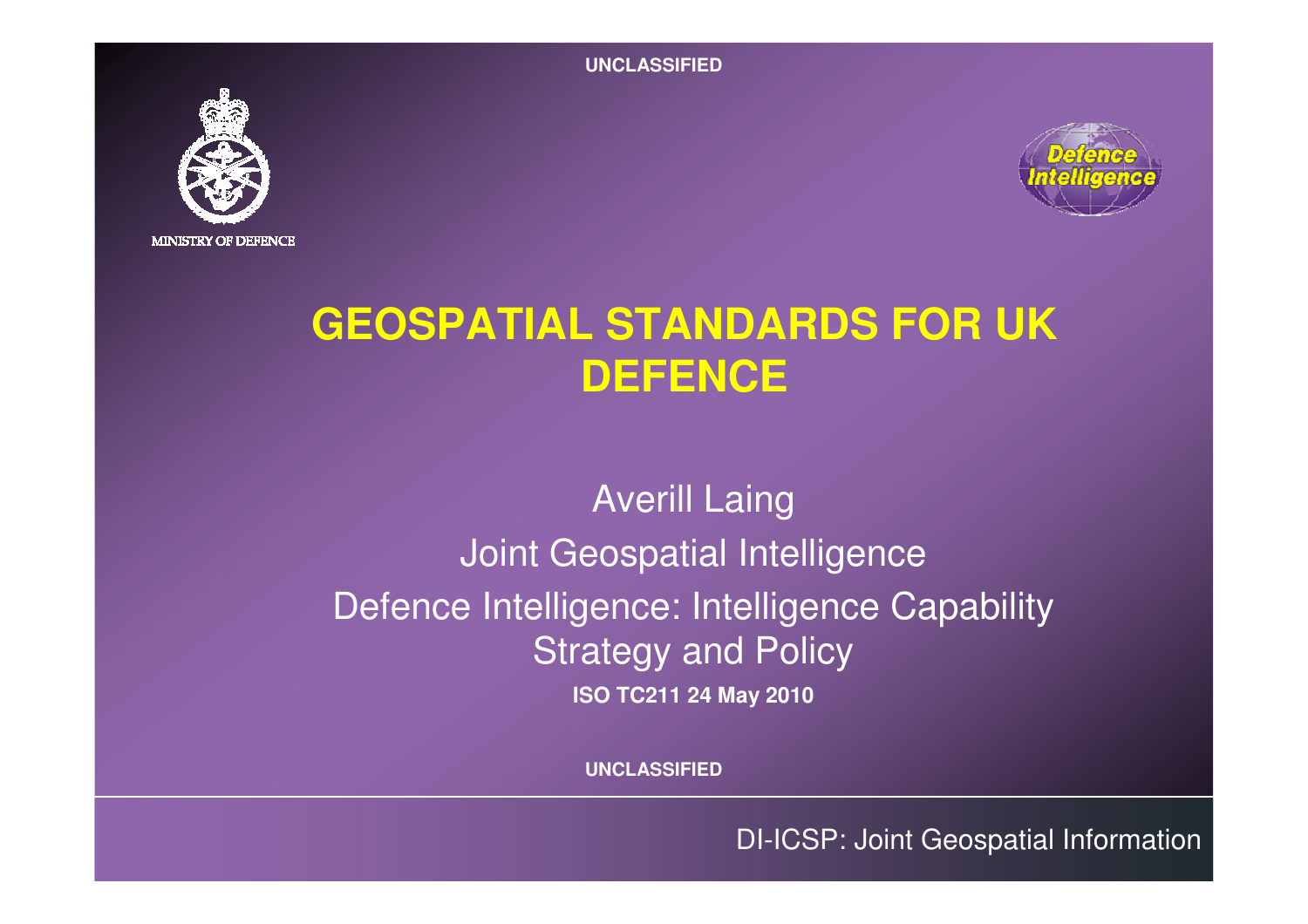UNCLASSIFIED

MINISTRY OF DEFENCE

Defence Intelligence

# GEOSPATIAL STANDARDS FOR UK DEFENCE

Averill Laing

Joint Geospatial Intelligence

Defence Intelligence: Intelligence Capability Strategy and Policy

**ISO TC211 24 May 2010**

UNCLASSIFIED

DI-ICSP: Joint Geospatial Information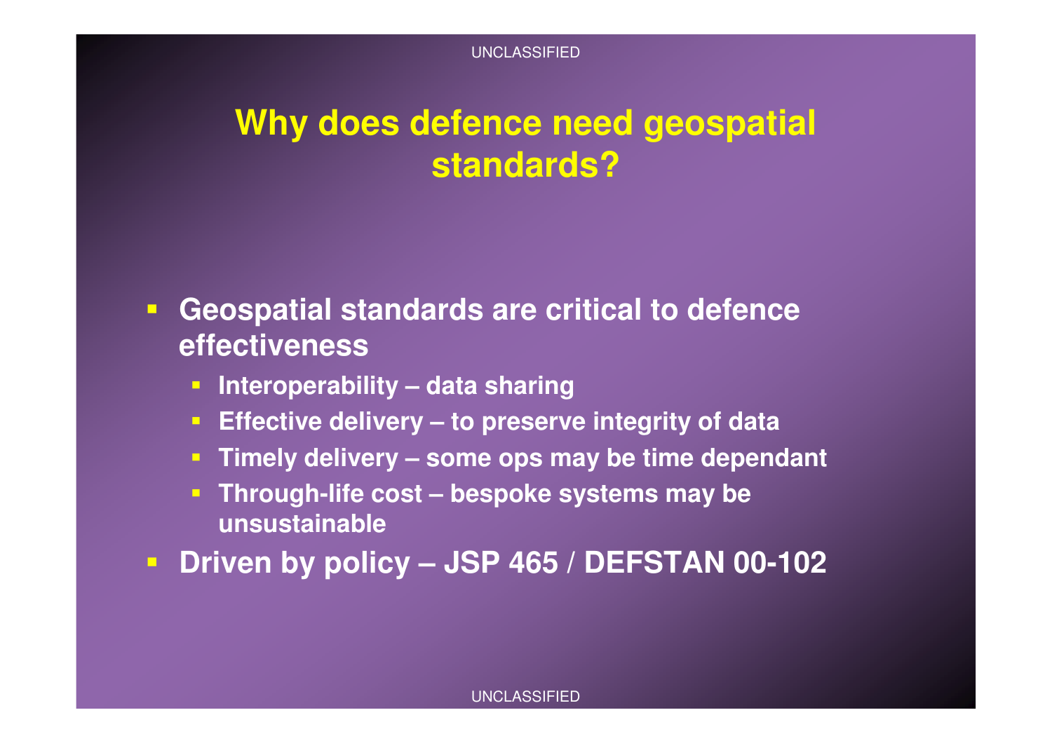# Why does defence need geospatial standards?

- **Geospatial standards are critical to defence effectiveness**
  - **Interoperability – data sharing**
  - **Effective delivery – to preserve integrity of data**
  - **Timely delivery – some ops may be time dependant**
  - **Through-life cost – bespoke systems may be unsustainable**
- **Driven by policy – JSP 465 / DEFSTAN 00-102**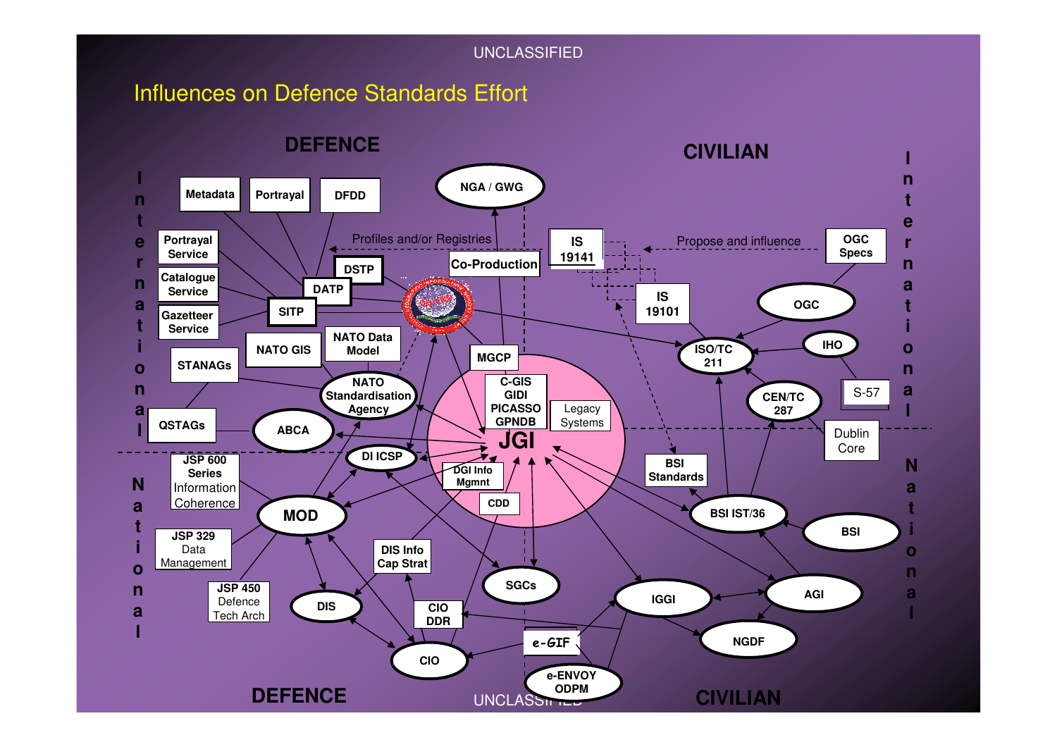# Influences on Defence Standards Effort

**DEFENCE** | **CIVILIAN**

**International**

- Metadata
- Portrayal
- DFDD
- Portrayal Service
- Catalogue Service
- Gazetteer Service
- DSTP
- DATP
- SITP
- NATO GIS
- NATO Data Model
- STANAGs
- NATO Standardisation Agency
- QSTAGs
- ABCA
- NGA / GWG
- Co-Production
- MGCP
- Profiles and/or Registries
- IS 19141
- IS 19101
- Propose and influence
- OGC Specs
- OGC
- ISO/TC 211
- IHO
- S-57
- CEN/TC 287
- Dublin Core

**JGI**

- C-GIS
- GIDI
- PICASSO
- GPNDB
- Legacy Systems

**National**

- JSP 600 Series Information Coherence
- JSP 329 Data Management
- JSP 450 Defence Tech Arch
- MOD
- DI ICSP
- DGI Info Mgmnt
- CDD
- DIS Info Cap Strat
- DIS
- CIO DDR
- CIO
- SGCs
- e-GIF
- e-ENVOY ODPM
- IGGI
- NGDF
- AGI
- BSI Standards
- BSI IST/36
- BSI

**DEFENCE** | **CIVILIAN**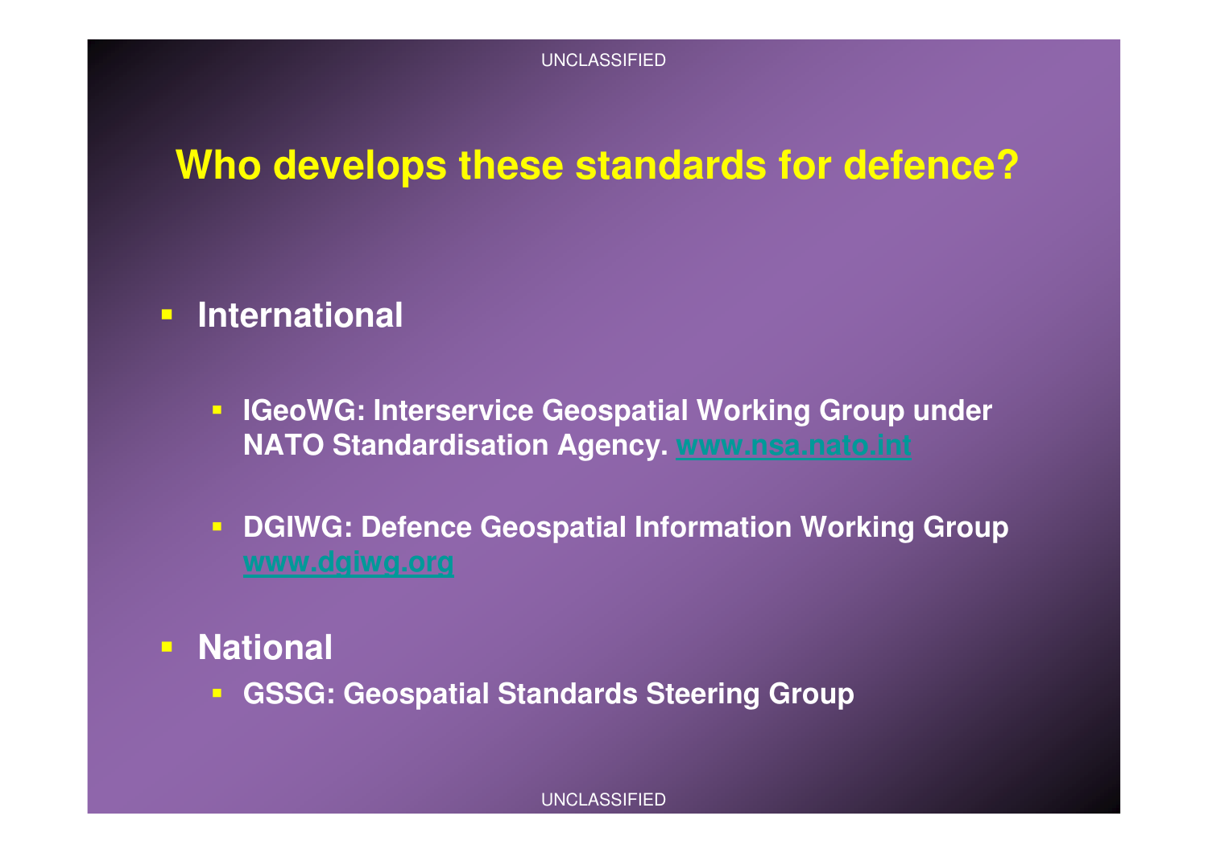# Who develops these standards for defence?

- **International**
  - **IGeoWG: Interservice Geospatial Working Group under NATO Standardisation Agency. [www.nsa.nato.int](http://www.nsa.nato.int)**
  - **DGIWG: Defence Geospatial Information Working Group [www.dgiwg.org](http://www.dgiwg.org)**
- **National**
  - **GSSG: Geospatial Standards Steering Group**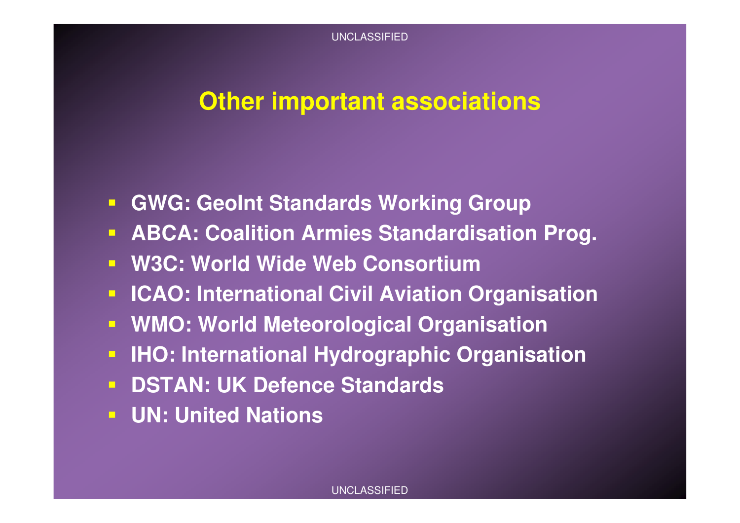# Other important associations

- **GWG: GeoInt Standards Working Group**
- **ABCA: Coalition Armies Standardisation Prog.**
- **W3C: World Wide Web Consortium**
- **ICAO: International Civil Aviation Organisation**
- **WMO: World Meteorological Organisation**
- **IHO: International Hydrographic Organisation**
- **DSTAN: UK Defence Standards**
- **UN: United Nations**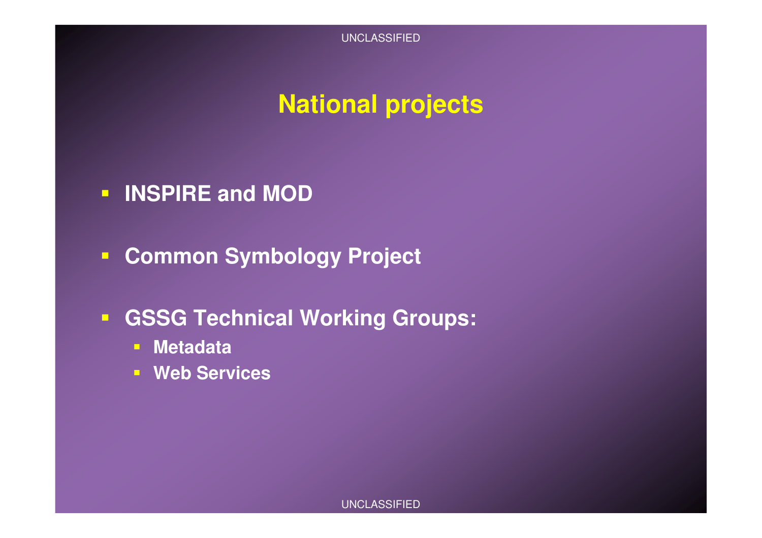# National projects

- **INSPIRE and MOD**
- **Common Symbology Project**
- **GSSG Technical Working Groups:**
  - **Metadata**
  - **Web Services**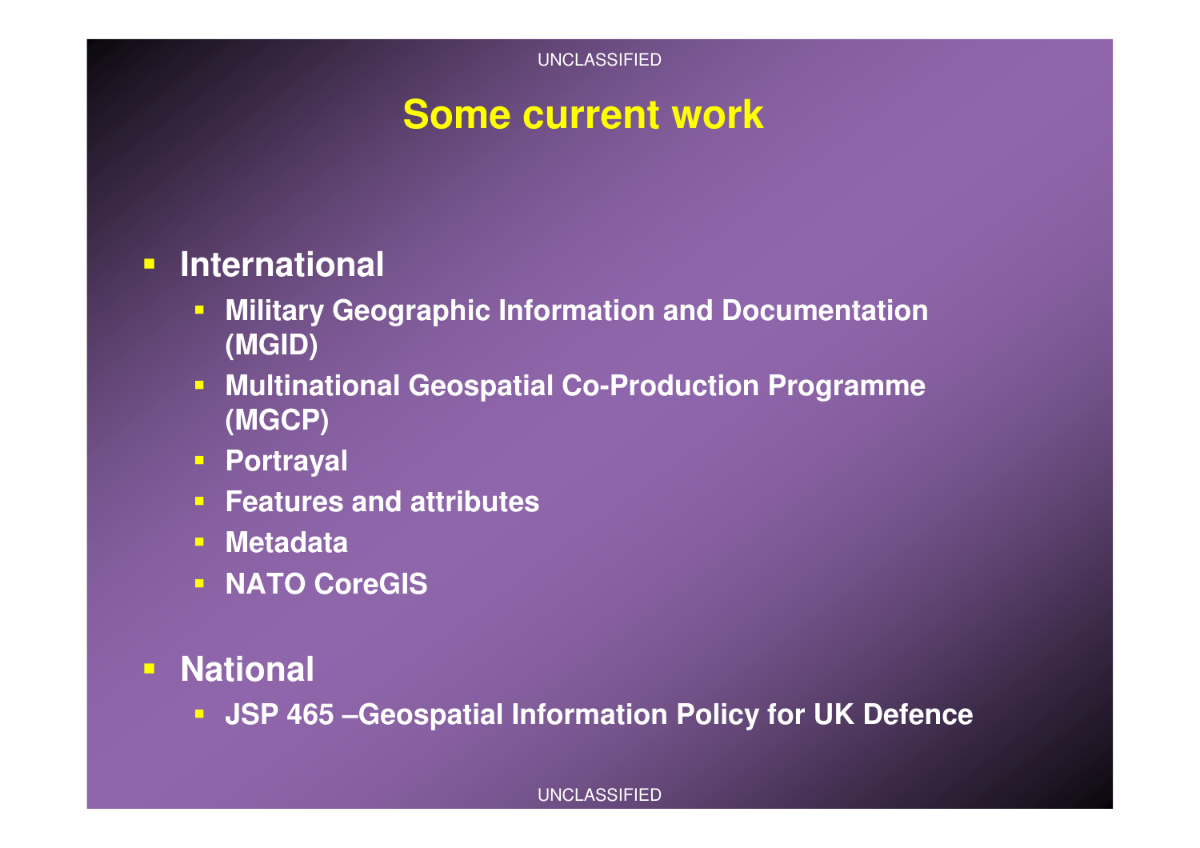# Some current work

- **International**
  - **Military Geographic Information and Documentation (MGID)**
  - **Multinational Geospatial Co-Production Programme (MGCP)**
  - **Portrayal**
  - **Features and attributes**
  - **Metadata**
  - **NATO CoreGIS**
- **National**
  - **JSP 465 –Geospatial Information Policy for UK Defence**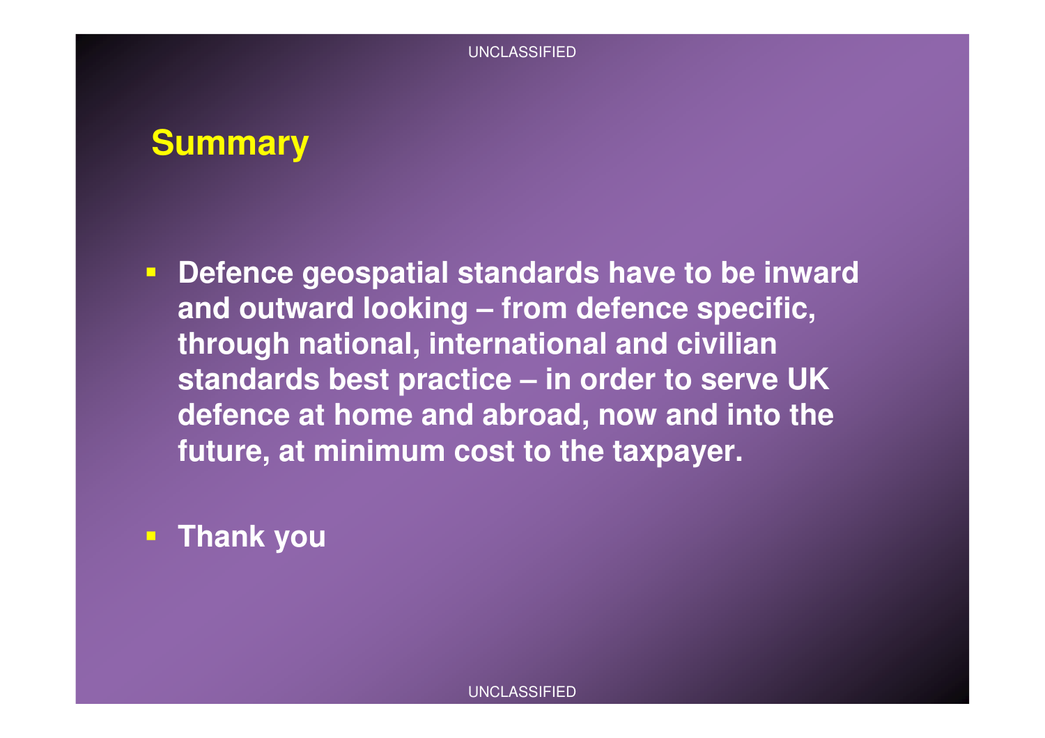## Summary

- **Defence geospatial standards have to be inward and outward looking – from defence specific, through national, international and civilian standards best practice – in order to serve UK defence at home and abroad, now and into the future, at minimum cost to the taxpayer.**
- **Thank you**